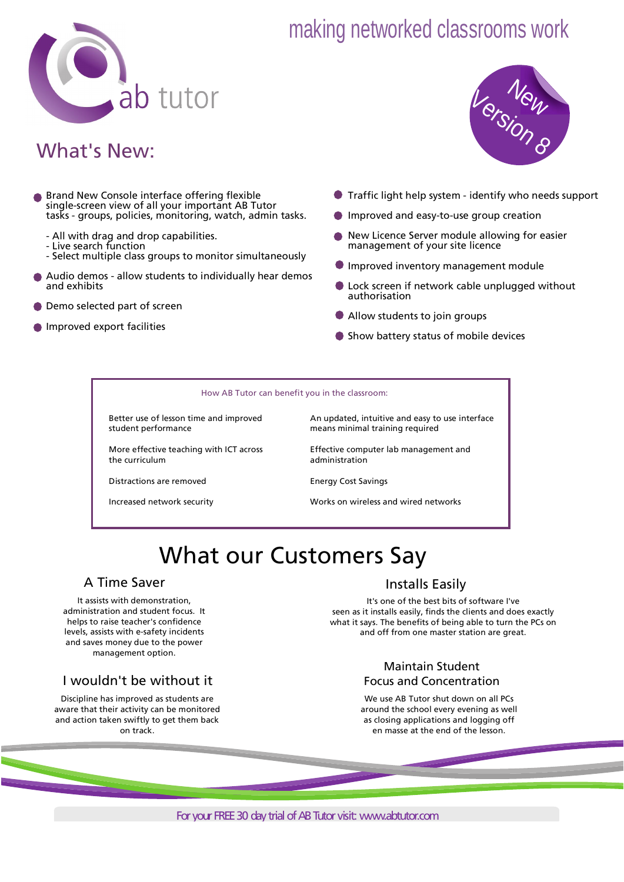ab tutor

making networked classrooms work

New Version 8

## What's New:

- Brand New Console interface offering flexible single-screen view of all your important AB Tutor tasks - groups, policies, monitoring, watch, admin tasks.
  - All with drag and drop capabilities.
  - Live search function
  - Select multiple class groups to monitor simultaneously
- Audio demos - allow students to individually hear demos and exhibits
- Demo selected part of screen
- Improved export facilities
- Traffic light help system - identify who needs support
- Improved and easy-to-use group creation
- New Licence Server module allowing for easier management of your site licence
- Improved inventory management module
- Lock screen if network cable unplugged without authorisation
- Allow students to join groups
- Show battery status of mobile devices

How AB Tutor can benefit you in the classroom:

- Better use of lesson time and improved student performance
- More effective teaching with ICT across the curriculum
- Distractions are removed
- Increased network security
- An updated, intuitive and easy to use interface means minimal training required
- Effective computer lab management and administration
- Energy Cost Savings
- Works on wireless and wired networks

# What our Customers Say

### A Time Saver

It assists with demonstration, administration and student focus. It helps to raise teacher's confidence levels, assists with e-safety incidents and saves money due to the power management option.

### I wouldn't be without it

Discipline has improved as students are aware that their activity can be monitored and action taken swiftly to get them back on track.

### Installs Easily

It's one of the best bits of software I've seen as it installs easily, finds the clients and does exactly what it says. The benefits of being able to turn the PCs on and off from one master station are great.

### Maintain Student Focus and Concentration

We use AB Tutor shut down on all PCs around the school every evening as well as closing applications and logging off en masse at the end of the lesson.

For your FREE 30 day trial of AB Tutor visit: www.abtutor.com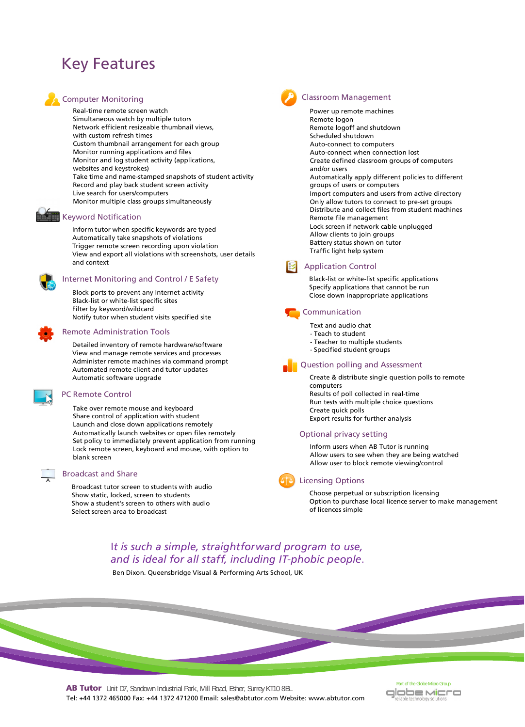# Key Features

## Computer Monitoring

Real-time remote screen watch
Simultaneous watch by multiple tutors
Network efficient resizeable thumbnail views, with custom refresh times
Custom thumbnail arrangement for each group
Monitor running applications and files
Monitor and log student activity (applications, websites and keystrokes)
Take time and name-stamped snapshots of student activity
Record and play back student screen activity
Live search for users/computers
Monitor multiple class groups simultaneously

## Keyword Notification

Inform tutor when specific keywords are typed
Automatically take snapshots of violations
Trigger remote screen recording upon violation
View and export all violations with screenshots, user details and context

## Internet Monitoring and Control / E Safety

Block ports to prevent any Internet activity
Black-list or white-list specific sites
Filter by keyword/wildcard
Notify tutor when student visits specified site

## Remote Administration Tools

Detailed inventory of remote hardware/software
View and manage remote services and processes
Administer remote machines via command prompt
Automated remote client and tutor updates
Automatic software upgrade

## PC Remote Control

Take over remote mouse and keyboard
Share control of application with student
Launch and close down applications remotely
Automatically launch websites or open files remotely
Set policy to immediately prevent application from running
Lock remote screen, keyboard and mouse, with option to blank screen

## Broadcast and Share

Broadcast tutor screen to students with audio
Show static, locked, screen to students
Show a student's screen to others with audio
Select screen area to broadcast

## Classroom Management

Power up remote machines
Remote logon
Remote logoff and shutdown
Scheduled shutdown
Auto-connect to computers
Auto-connect when connection lost
Create defined classroom groups of computers and/or users
Automatically apply different policies to different groups of users or computers
Import computers and users from active directory
Only allow tutors to connect to pre-set groups
Distribute and collect files from student machines
Remote file management
Lock screen if network cable unplugged
Allow clients to join groups
Battery status shown on tutor
Traffic light help system

## Application Control

Black-list or white-list specific applications
Specify applications that cannot be run
Close down inappropriate applications

## Communication

Text and audio chat
- Teach to student
- Teacher to multiple students
- Specified student groups

## Question polling and Assessment

Create & distribute single question polls to remote computers
Results of poll collected in real-time
Run tests with multiple choice questions
Create quick polls
Export results for further analysis

## Optional privacy setting

Inform users when AB Tutor is running
Allow users to see when they are being watched
Allow user to block remote viewing/control

## Licensing Options

Choose perpetual or subscription licensing
Option to purchase local licence server to make management of licences simple

*It is such a simple, straightforward program to use, and is ideal for all staff, including IT-phobic people.*

Ben Dixon. Queensbridge Visual & Performing Arts School, UK

**AB Tutor** Unit D7, Sandown Industrial Park, Mill Road, Esher, Surrey KT10 8BL
Tel: +44 1372 465000 Fax: +44 1372 471200 Email: sales@abtutor.com Website: www.abtutor.com

Part of the Globe Micro Group
globe micro
reliable technology solutions